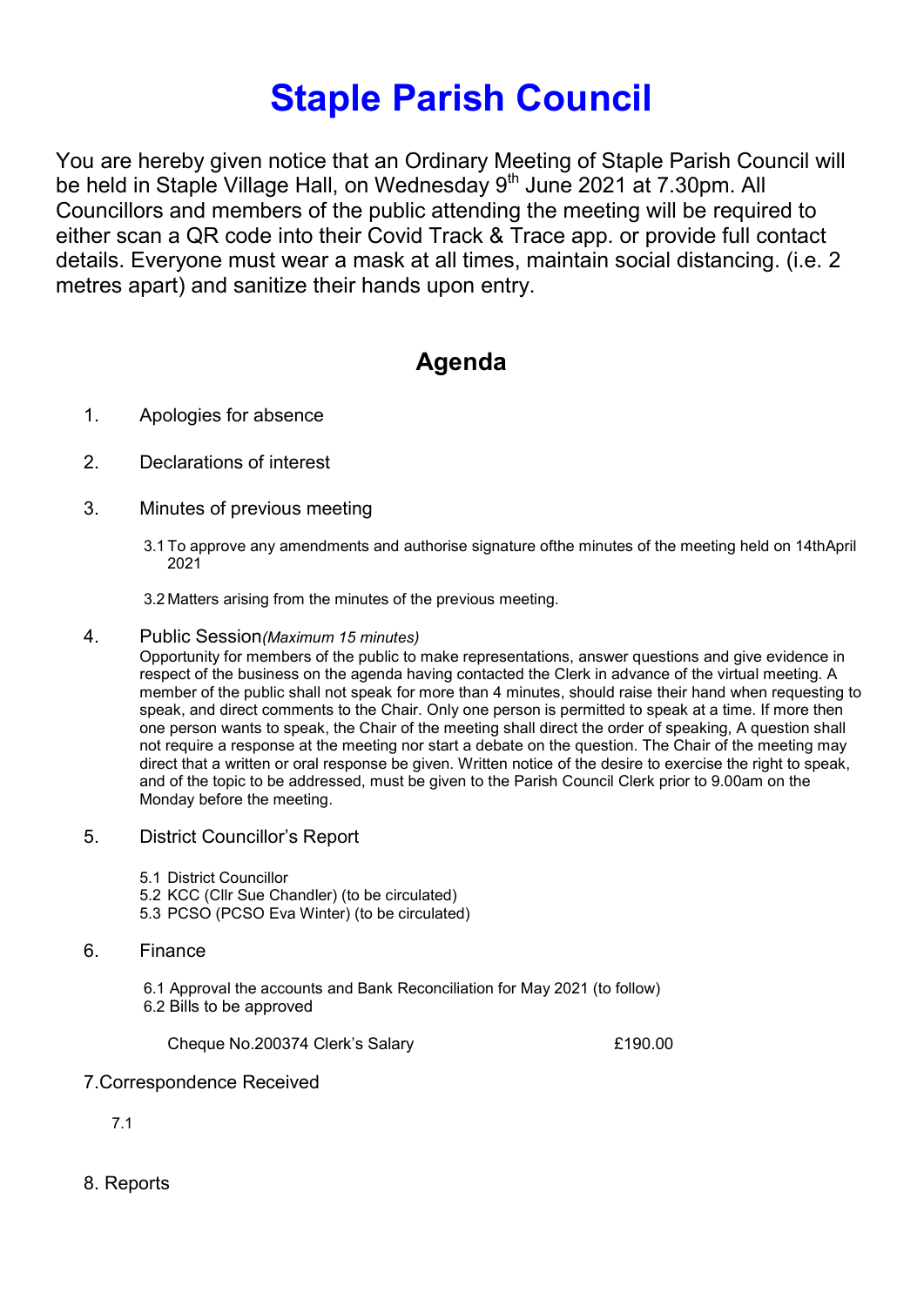# Staple Parish Council

You are hereby given notice that an Ordinary Meeting of Staple Parish Council will be held in Staple Village Hall, on Wednesday 9th June 2021 at 7.30pm. All Councillors and members of the public attending the meeting will be required to either scan a QR code into their Covid Track & Trace app. or provide full contact details. Everyone must wear a mask at all times, maintain social distancing. (i.e. 2 metres apart) and sanitize their hands upon entry.

## Agenda

1. Apologies for absence

2. Declarations of interest

3. Minutes of previous meeting

   3.1 To approve any amendments and authorise signature ofthe minutes of the meeting held on 14thApril 2021

   3.2 Matters arising from the minutes of the previous meeting.

4. Public Session*(Maximum 15 minutes)*
   Opportunity for members of the public to make representations, answer questions and give evidence in respect of the business on the agenda having contacted the Clerk in advance of the virtual meeting. A member of the public shall not speak for more than 4 minutes, should raise their hand when requesting to speak, and direct comments to the Chair. Only one person is permitted to speak at a time. If more then one person wants to speak, the Chair of the meeting shall direct the order of speaking, A question shall not require a response at the meeting nor start a debate on the question. The Chair of the meeting may direct that a written or oral response be given. Written notice of the desire to exercise the right to speak, and of the topic to be addressed, must be given to the Parish Council Clerk prior to 9.00am on the Monday before the meeting.

5. District Councillor's Report

   5.1 District Councillor
   5.2 KCC (Cllr Sue Chandler) (to be circulated)
   5.3 PCSO (PCSO Eva Winter) (to be circulated)

6. Finance

   6.1 Approval the accounts and Bank Reconciliation for May 2021 (to follow)
   6.2 Bills to be approved

   | Cheque No.200374 Clerk's Salary | £190.00 |
   |---|---|

7. Correspondence Received

   7.1

8. Reports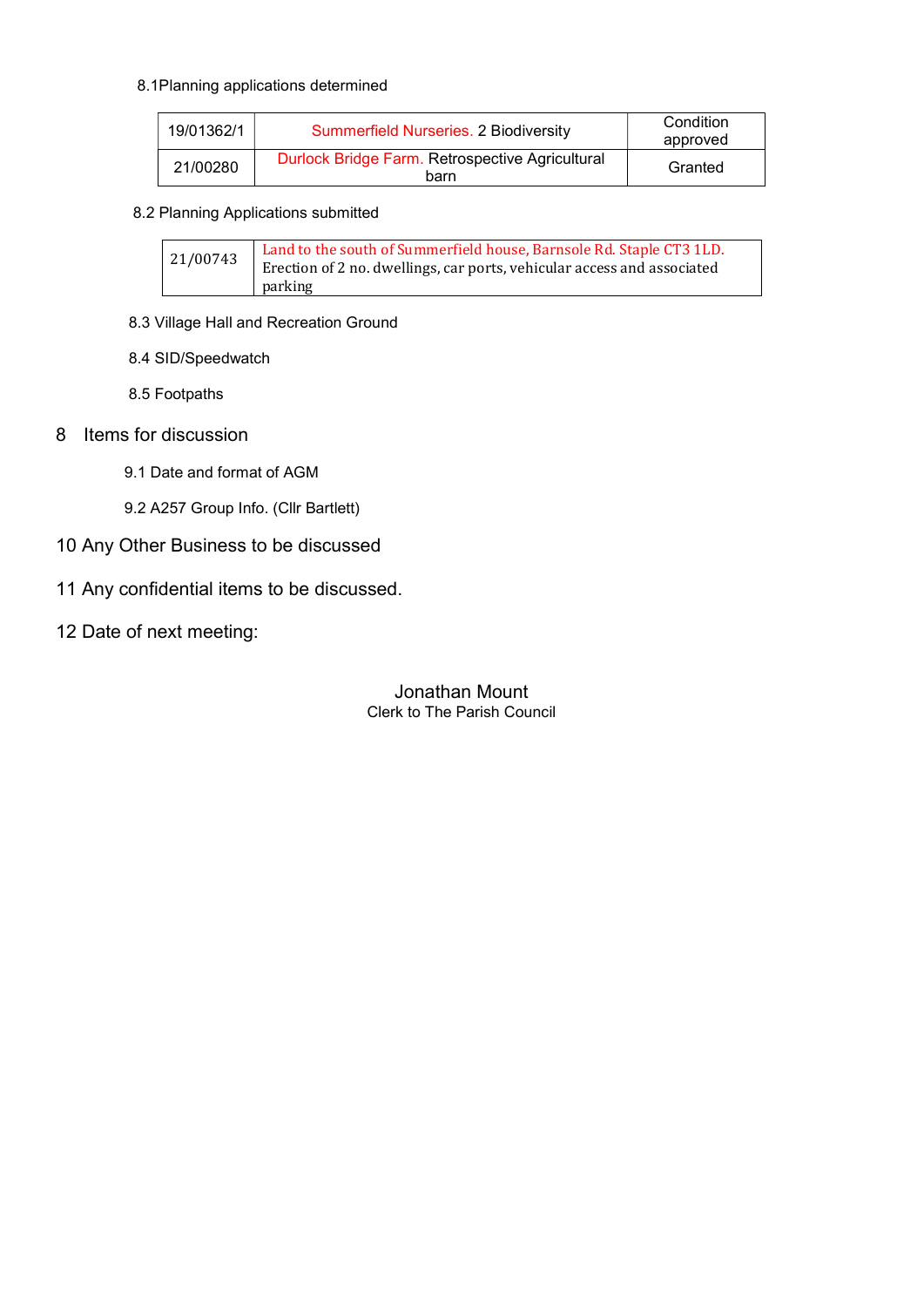8.1Planning applications determined

| | | |
|---|---|---|
| 19/01362/1 | Summerfield Nurseries. 2 Biodiversity | Condition approved |
| 21/00280 | Durlock Bridge Farm. Retrospective Agricultural barn | Granted |

8.2 Planning Applications submitted

| | |
|---|---|
| 21/00743 | Land to the south of Summerfield house, Barnsole Rd. Staple CT3 1LD. Erection of 2 no. dwellings, car ports, vehicular access and associated parking |

8.3 Village Hall and Recreation Ground

8.4 SID/Speedwatch

8.5 Footpaths

## 8 Items for discussion

9.1 Date and format of AGM

9.2 A257 Group Info. (Cllr Bartlett)

## 10 Any Other Business to be discussed

## 11 Any confidential items to be discussed.

## 12 Date of next meeting:

Jonathan Mount
Clerk to The Parish Council